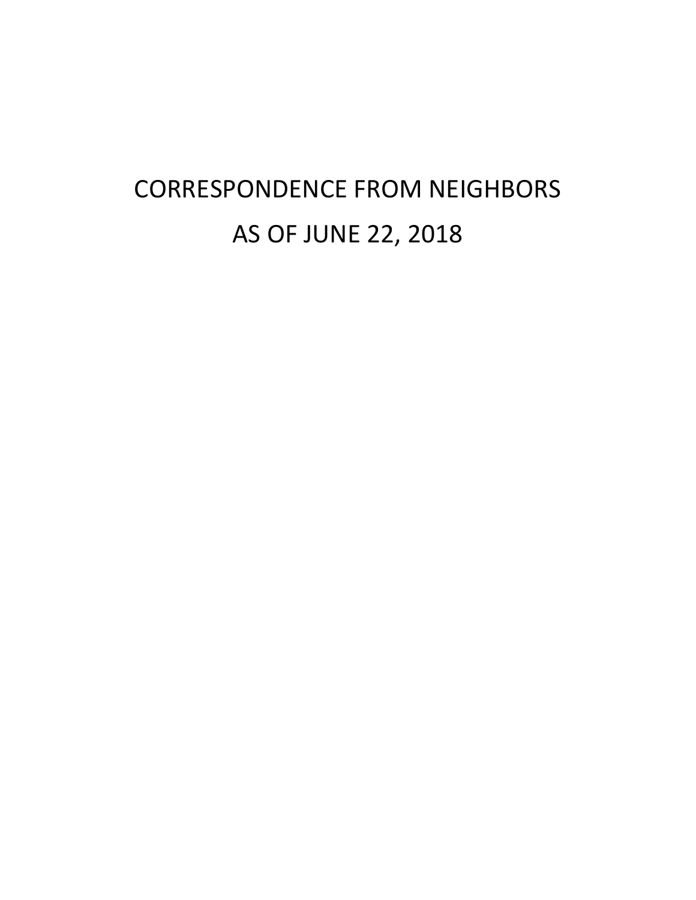# CORRESPONDENCE FROM NEIGHBORS

# AS OF JUNE 22, 2018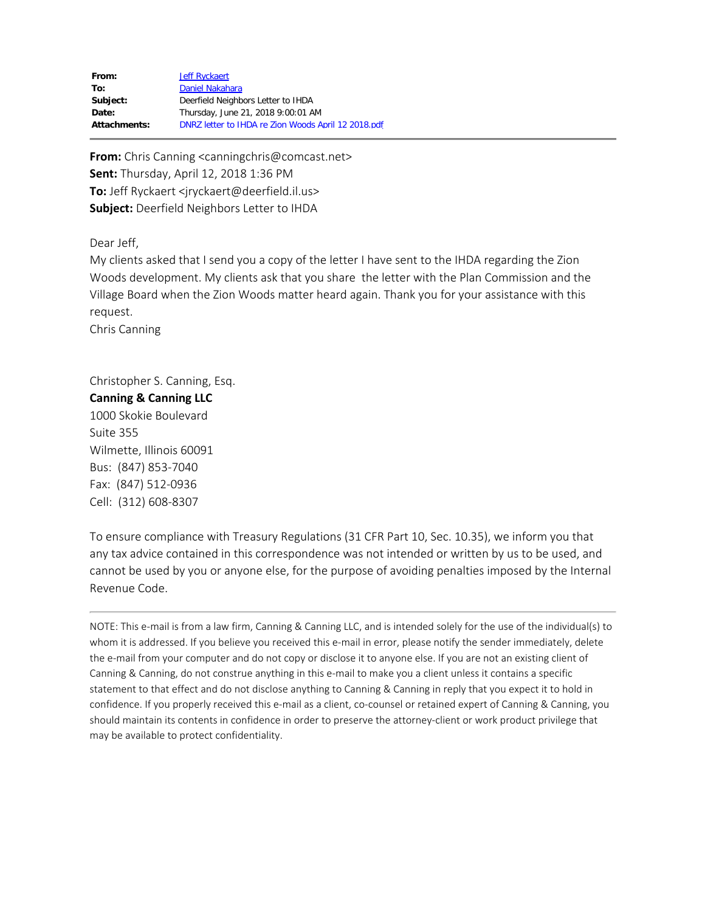| | |
|---|---|
| **From:** | Jeff Ryckaert |
| **To:** | Daniel Nakahara |
| **Subject:** | Deerfield Neighbors Letter to IHDA |
| **Date:** | Thursday, June 21, 2018 9:00:01 AM |
| **Attachments:** | DNRZ letter to IHDA re Zion Woods April 12 2018.pdf |

---

**From:** Chris Canning <canningchris@comcast.net>
**Sent:** Thursday, April 12, 2018 1:36 PM
**To:** Jeff Ryckaert <jryckaert@deerfield.il.us>
**Subject:** Deerfield Neighbors Letter to IHDA

Dear Jeff,
My clients asked that I send you a copy of the letter I have sent to the IHDA regarding the Zion Woods development. My clients ask that you share  the letter with the Plan Commission and the Village Board when the Zion Woods matter heard again. Thank you for your assistance with this request.
Chris Canning

Christopher S. Canning, Esq.
**Canning & Canning LLC**
1000 Skokie Boulevard
Suite 355
Wilmette, Illinois 60091
Bus:  (847) 853-7040
Fax:  (847) 512-0936
Cell:  (312) 608-8307

To ensure compliance with Treasury Regulations (31 CFR Part 10, Sec. 10.35), we inform you that any tax advice contained in this correspondence was not intended or written by us to be used, and cannot be used by you or anyone else, for the purpose of avoiding penalties imposed by the Internal Revenue Code.

---

NOTE: This e-mail is from a law firm, Canning & Canning LLC, and is intended solely for the use of the individual(s) to whom it is addressed. If you believe you received this e-mail in error, please notify the sender immediately, delete the e-mail from your computer and do not copy or disclose it to anyone else. If you are not an existing client of Canning & Canning, do not construe anything in this e-mail to make you a client unless it contains a specific statement to that effect and do not disclose anything to Canning & Canning in reply that you expect it to hold in confidence. If you properly received this e-mail as a client, co-counsel or retained expert of Canning & Canning, you should maintain its contents in confidence in order to preserve the attorney-client or work product privilege that may be available to protect confidentiality.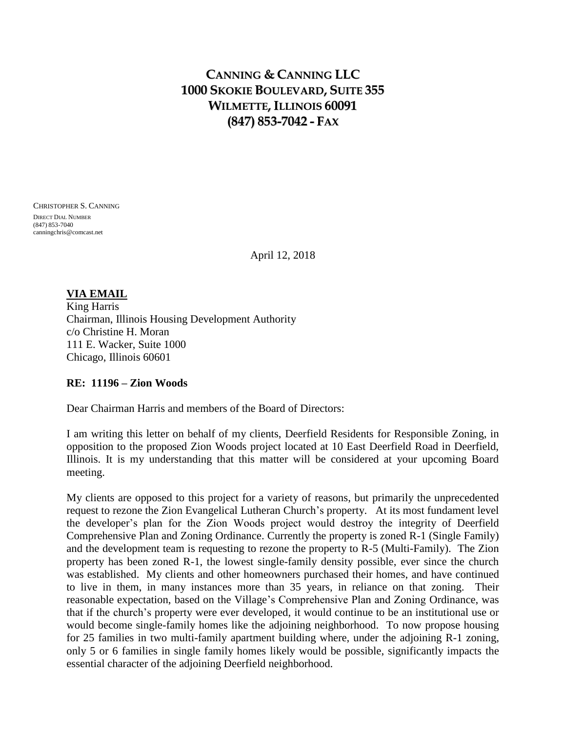# CANNING & CANNING LLC
# 1000 SKOKIE BOULEVARD, SUITE 355
# WILMETTE, ILLINOIS 60091
# (847) 853-7042 - FAX

CHRISTOPHER S. CANNING
DIRECT DIAL NUMBER
(847) 853-7040
canningchris@comcast.net

April 12, 2018

**VIA EMAIL**
King Harris
Chairman, Illinois Housing Development Authority
c/o Christine H. Moran
111 E. Wacker, Suite 1000
Chicago, Illinois 60601

**RE: 11196 – Zion Woods**

Dear Chairman Harris and members of the Board of Directors:

I am writing this letter on behalf of my clients, Deerfield Residents for Responsible Zoning, in opposition to the proposed Zion Woods project located at 10 East Deerfield Road in Deerfield, Illinois. It is my understanding that this matter will be considered at your upcoming Board meeting.

My clients are opposed to this project for a variety of reasons, but primarily the unprecedented request to rezone the Zion Evangelical Lutheran Church's property. At its most fundament level the developer's plan for the Zion Woods project would destroy the integrity of Deerfield Comprehensive Plan and Zoning Ordinance. Currently the property is zoned R-1 (Single Family) and the development team is requesting to rezone the property to R-5 (Multi-Family). The Zion property has been zoned R-1, the lowest single-family density possible, ever since the church was established. My clients and other homeowners purchased their homes, and have continued to live in them, in many instances more than 35 years, in reliance on that zoning. Their reasonable expectation, based on the Village's Comprehensive Plan and Zoning Ordinance, was that if the church's property were ever developed, it would continue to be an institutional use or would become single-family homes like the adjoining neighborhood. To now propose housing for 25 families in two multi-family apartment building where, under the adjoining R-1 zoning, only 5 or 6 families in single family homes likely would be possible, significantly impacts the essential character of the adjoining Deerfield neighborhood.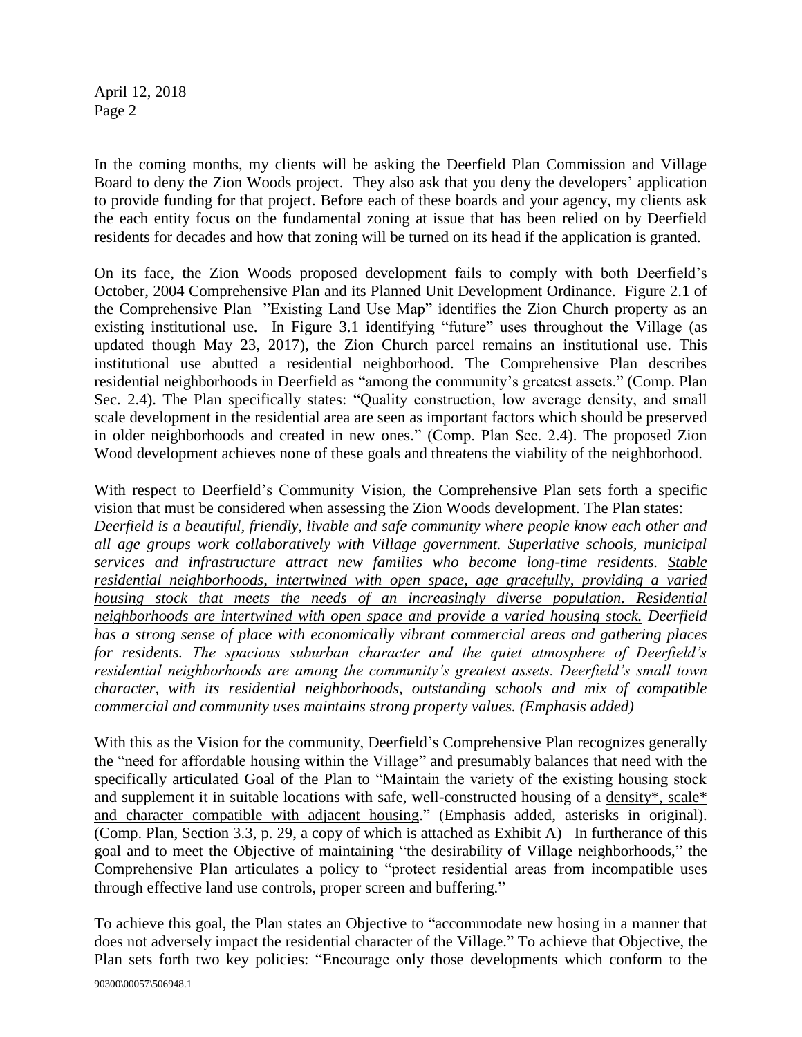In the coming months, my clients will be asking the Deerfield Plan Commission and Village Board to deny the Zion Woods project. They also ask that you deny the developers' application to provide funding for that project. Before each of these boards and your agency, my clients ask the each entity focus on the fundamental zoning at issue that has been relied on by Deerfield residents for decades and how that zoning will be turned on its head if the application is granted.

On its face, the Zion Woods proposed development fails to comply with both Deerfield's October, 2004 Comprehensive Plan and its Planned Unit Development Ordinance. Figure 2.1 of the Comprehensive Plan "Existing Land Use Map" identifies the Zion Church property as an existing institutional use. In Figure 3.1 identifying "future" uses throughout the Village (as updated though May 23, 2017), the Zion Church parcel remains an institutional use. This institutional use abutted a residential neighborhood. The Comprehensive Plan describes residential neighborhoods in Deerfield as "among the community's greatest assets." (Comp. Plan Sec. 2.4). The Plan specifically states: "Quality construction, low average density, and small scale development in the residential area are seen as important factors which should be preserved in older neighborhoods and created in new ones." (Comp. Plan Sec. 2.4). The proposed Zion Wood development achieves none of these goals and threatens the viability of the neighborhood.

With respect to Deerfield's Community Vision, the Comprehensive Plan sets forth a specific vision that must be considered when assessing the Zion Woods development. The Plan states: *Deerfield is a beautiful, friendly, livable and safe community where people know each other and all age groups work collaboratively with Village government. Superlative schools, municipal services and infrastructure attract new families who become long-time residents. <u>Stable residential neighborhoods, intertwined with open space, age gracefully, providing a varied housing stock that meets the needs of an increasingly diverse population. Residential neighborhoods are intertwined with open space and provide a varied housing stock.</u> Deerfield has a strong sense of place with economically vibrant commercial areas and gathering places for residents. <u>The spacious suburban character and the quiet atmosphere of Deerfield's residential neighborhoods are among the community's greatest assets</u>. Deerfield's small town character, with its residential neighborhoods, outstanding schools and mix of compatible commercial and community uses maintains strong property values. (Emphasis added)*

With this as the Vision for the community, Deerfield's Comprehensive Plan recognizes generally the "need for affordable housing within the Village" and presumably balances that need with the specifically articulated Goal of the Plan to "Maintain the variety of the existing housing stock and supplement it in suitable locations with safe, well-constructed housing of a <u>density*, scale* and character compatible with adjacent housing</u>." (Emphasis added, asterisks in original). (Comp. Plan, Section 3.3, p. 29, a copy of which is attached as Exhibit A) In furtherance of this goal and to meet the Objective of maintaining "the desirability of Village neighborhoods," the Comprehensive Plan articulates a policy to "protect residential areas from incompatible uses through effective land use controls, proper screen and buffering."

To achieve this goal, the Plan states an Objective to "accommodate new hosing in a manner that does not adversely impact the residential character of the Village." To achieve that Objective, the Plan sets forth two key policies: "Encourage only those developments which conform to the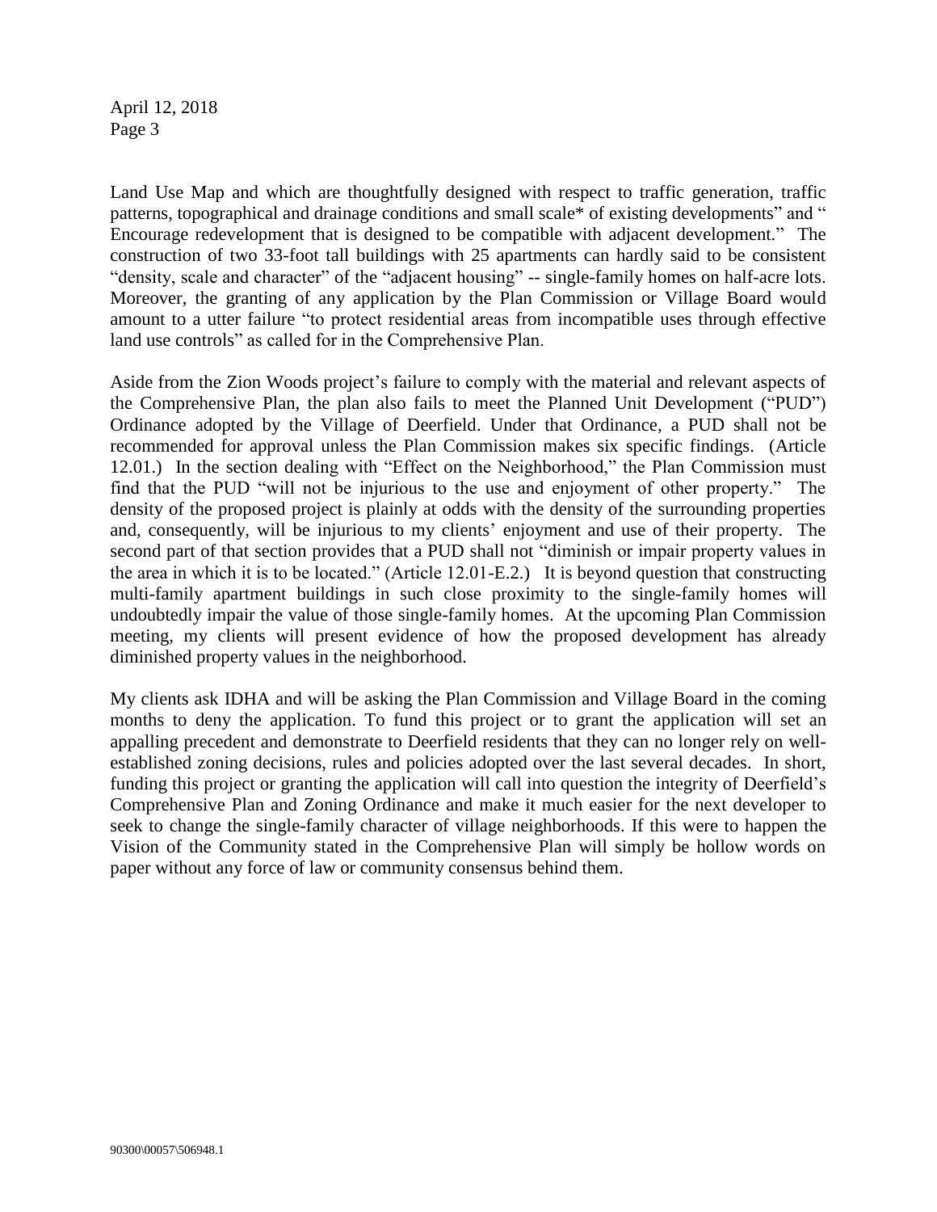Land Use Map and which are thoughtfully designed with respect to traffic generation, traffic patterns, topographical and drainage conditions and small scale* of existing developments" and " Encourage redevelopment that is designed to be compatible with adjacent development." The construction of two 33-foot tall buildings with 25 apartments can hardly said to be consistent "density, scale and character" of the "adjacent housing" -- single-family homes on half-acre lots. Moreover, the granting of any application by the Plan Commission or Village Board would amount to a utter failure "to protect residential areas from incompatible uses through effective land use controls" as called for in the Comprehensive Plan.

Aside from the Zion Woods project's failure to comply with the material and relevant aspects of the Comprehensive Plan, the plan also fails to meet the Planned Unit Development ("PUD") Ordinance adopted by the Village of Deerfield. Under that Ordinance, a PUD shall not be recommended for approval unless the Plan Commission makes six specific findings. (Article 12.01.) In the section dealing with "Effect on the Neighborhood," the Plan Commission must find that the PUD "will not be injurious to the use and enjoyment of other property." The density of the proposed project is plainly at odds with the density of the surrounding properties and, consequently, will be injurious to my clients' enjoyment and use of their property. The second part of that section provides that a PUD shall not "diminish or impair property values in the area in which it is to be located." (Article 12.01-E.2.) It is beyond question that constructing multi-family apartment buildings in such close proximity to the single-family homes will undoubtedly impair the value of those single-family homes. At the upcoming Plan Commission meeting, my clients will present evidence of how the proposed development has already diminished property values in the neighborhood.

My clients ask IDHA and will be asking the Plan Commission and Village Board in the coming months to deny the application. To fund this project or to grant the application will set an appalling precedent and demonstrate to Deerfield residents that they can no longer rely on well-established zoning decisions, rules and policies adopted over the last several decades. In short, funding this project or granting the application will call into question the integrity of Deerfield's Comprehensive Plan and Zoning Ordinance and make it much easier for the next developer to seek to change the single-family character of village neighborhoods. If this were to happen the Vision of the Community stated in the Comprehensive Plan will simply be hollow words on paper without any force of law or community consensus behind them.

90300\00057\506948.1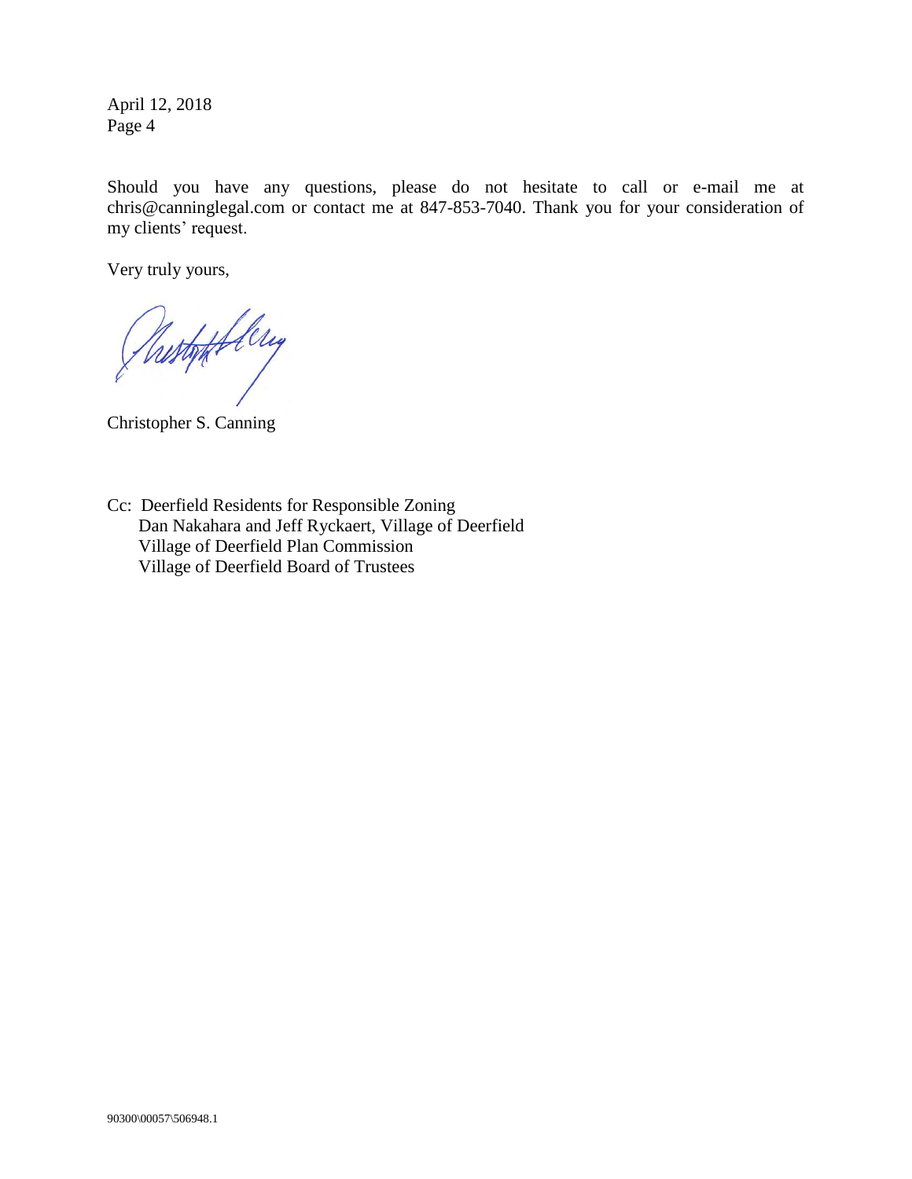Should you have any questions, please do not hesitate to call or e-mail me at chris@canninglegal.com or contact me at 847-853-7040. Thank you for your consideration of my clients' request.

Very truly yours,

Christopher S. Canning

Cc: Deerfield Residents for Responsible Zoning
    Dan Nakahara and Jeff Ryckaert, Village of Deerfield
    Village of Deerfield Plan Commission
    Village of Deerfield Board of Trustees

90300\00057\506948.1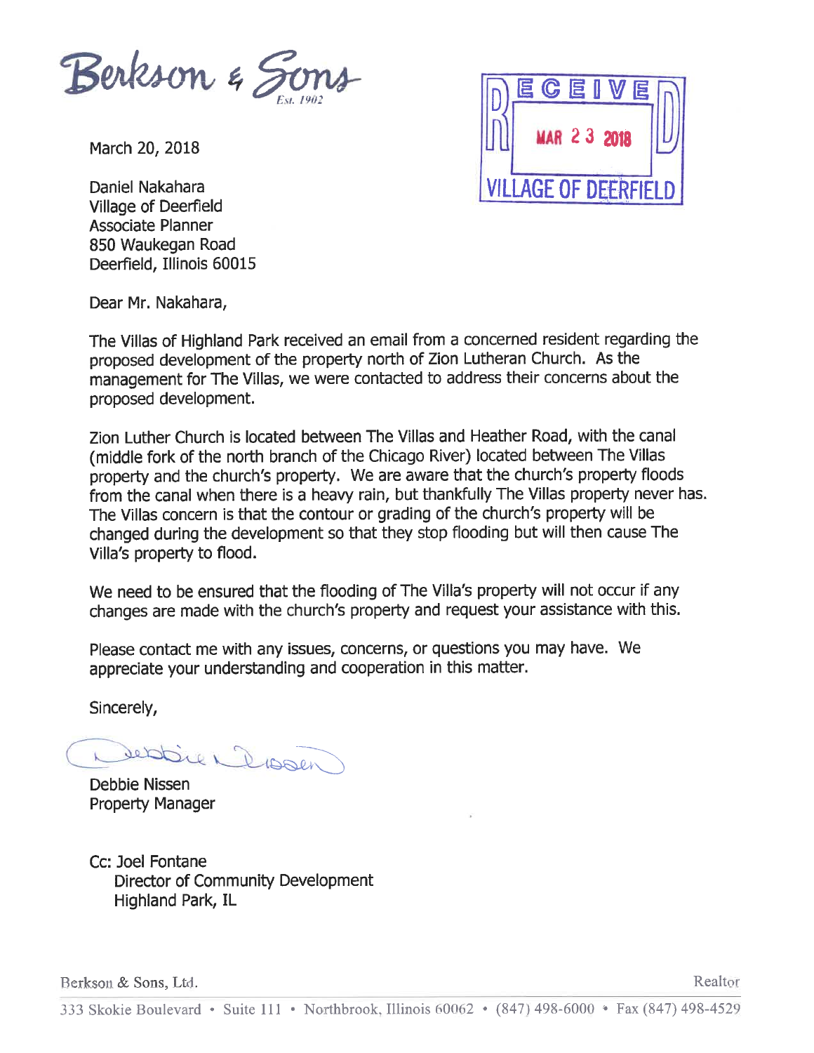Berkson & Sons
Est. 1902

RECEIVED
MAR 23 2018
VILLAGE OF DEERFIELD

March 20, 2018

Daniel Nakahara
Village of Deerfield
Associate Planner
850 Waukegan Road
Deerfield, Illinois 60015

Dear Mr. Nakahara,

The Villas of Highland Park received an email from a concerned resident regarding the proposed development of the property north of Zion Lutheran Church. As the management for The Villas, we were contacted to address their concerns about the proposed development.

Zion Luther Church is located between The Villas and Heather Road, with the canal (middle fork of the north branch of the Chicago River) located between The Villas property and the church's property. We are aware that the church's property floods from the canal when there is a heavy rain, but thankfully The Villas property never has. The Villas concern is that the contour or grading of the church's property will be changed during the development so that they stop flooding but will then cause The Villa's property to flood.

We need to be ensured that the flooding of The Villa's property will not occur if any changes are made with the church's property and request your assistance with this.

Please contact me with any issues, concerns, or questions you may have. We appreciate your understanding and cooperation in this matter.

Sincerely,

Debbie Nissen

Debbie Nissen
Property Manager

Cc: Joel Fontane
Director of Community Development
Highland Park, IL

Berkson & Sons, Ltd. Realtor

333 Skokie Boulevard • Suite 111 • Northbrook, Illinois 60062 • (847) 498-6000 • Fax (847) 498-4529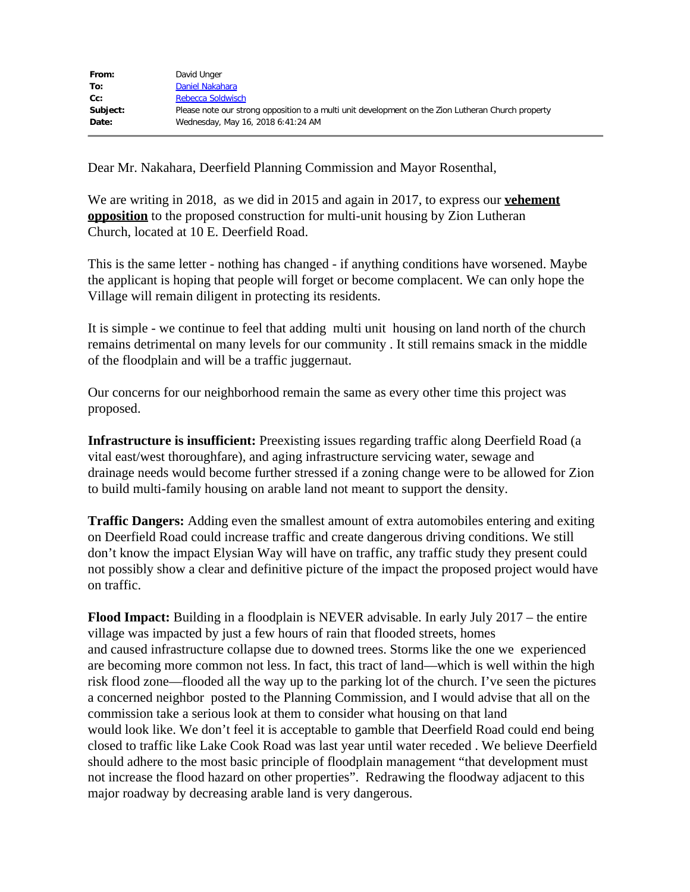| | |
|---|---|
| **From:** | David Unger |
| **To:** | Daniel Nakahara |
| **Cc:** | Rebecca Soldwisch |
| **Subject:** | Please note our strong opposition to a multi unit development on the Zion Lutheran Church property |
| **Date:** | Wednesday, May 16, 2018 6:41:24 AM |

Dear Mr. Nakahara, Deerfield Planning Commission and Mayor Rosenthal,

We are writing in 2018, as we did in 2015 and again in 2017, to express our **vehement opposition** to the proposed construction for multi-unit housing by Zion Lutheran Church, located at 10 E. Deerfield Road.

This is the same letter - nothing has changed - if anything conditions have worsened. Maybe the applicant is hoping that people will forget or become complacent. We can only hope the Village will remain diligent in protecting its residents.

It is simple - we continue to feel that adding multi unit housing on land north of the church remains detrimental on many levels for our community . It still remains smack in the middle of the floodplain and will be a traffic juggernaut.

Our concerns for our neighborhood remain the same as every other time this project was proposed.

**Infrastructure is insufficient:** Preexisting issues regarding traffic along Deerfield Road (a vital east/west thoroughfare), and aging infrastructure servicing water, sewage and drainage needs would become further stressed if a zoning change were to be allowed for Zion to build multi-family housing on arable land not meant to support the density.

**Traffic Dangers:** Adding even the smallest amount of extra automobiles entering and exiting on Deerfield Road could increase traffic and create dangerous driving conditions. We still don't know the impact Elysian Way will have on traffic, any traffic study they present could not possibly show a clear and definitive picture of the impact the proposed project would have on traffic.

**Flood Impact:** Building in a floodplain is NEVER advisable. In early July 2017 – the entire village was impacted by just a few hours of rain that flooded streets, homes and caused infrastructure collapse due to downed trees. Storms like the one we experienced are becoming more common not less. In fact, this tract of land—which is well within the high risk flood zone—flooded all the way up to the parking lot of the church. I've seen the pictures a concerned neighbor posted to the Planning Commission, and I would advise that all on the commission take a serious look at them to consider what housing on that land would look like. We don't feel it is acceptable to gamble that Deerfield Road could end being closed to traffic like Lake Cook Road was last year until water receded . We believe Deerfield should adhere to the most basic principle of floodplain management "that development must not increase the flood hazard on other properties". Redrawing the floodway adjacent to this major roadway by decreasing arable land is very dangerous.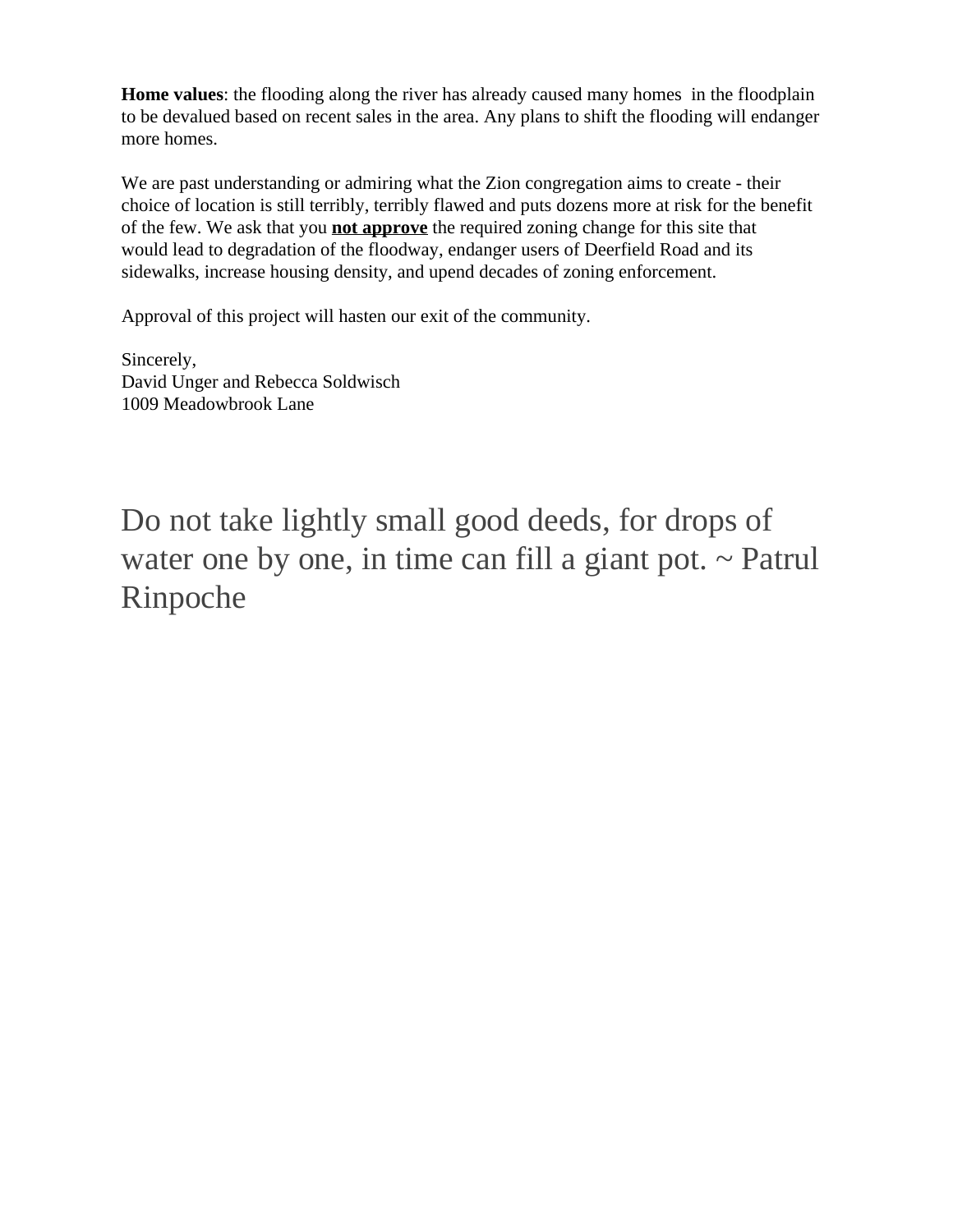**Home values**: the flooding along the river has already caused many homes in the floodplain to be devalued based on recent sales in the area. Any plans to shift the flooding will endanger more homes.

We are past understanding or admiring what the Zion congregation aims to create - their choice of location is still terribly, terribly flawed and puts dozens more at risk for the benefit of the few. We ask that you **not approve** the required zoning change for this site that would lead to degradation of the floodway, endanger users of Deerfield Road and its sidewalks, increase housing density, and upend decades of zoning enforcement.

Approval of this project will hasten our exit of the community.

Sincerely,
David Unger and Rebecca Soldwisch
1009 Meadowbrook Lane

Do not take lightly small good deeds, for drops of water one by one, in time can fill a giant pot. ~ Patrul Rinpoche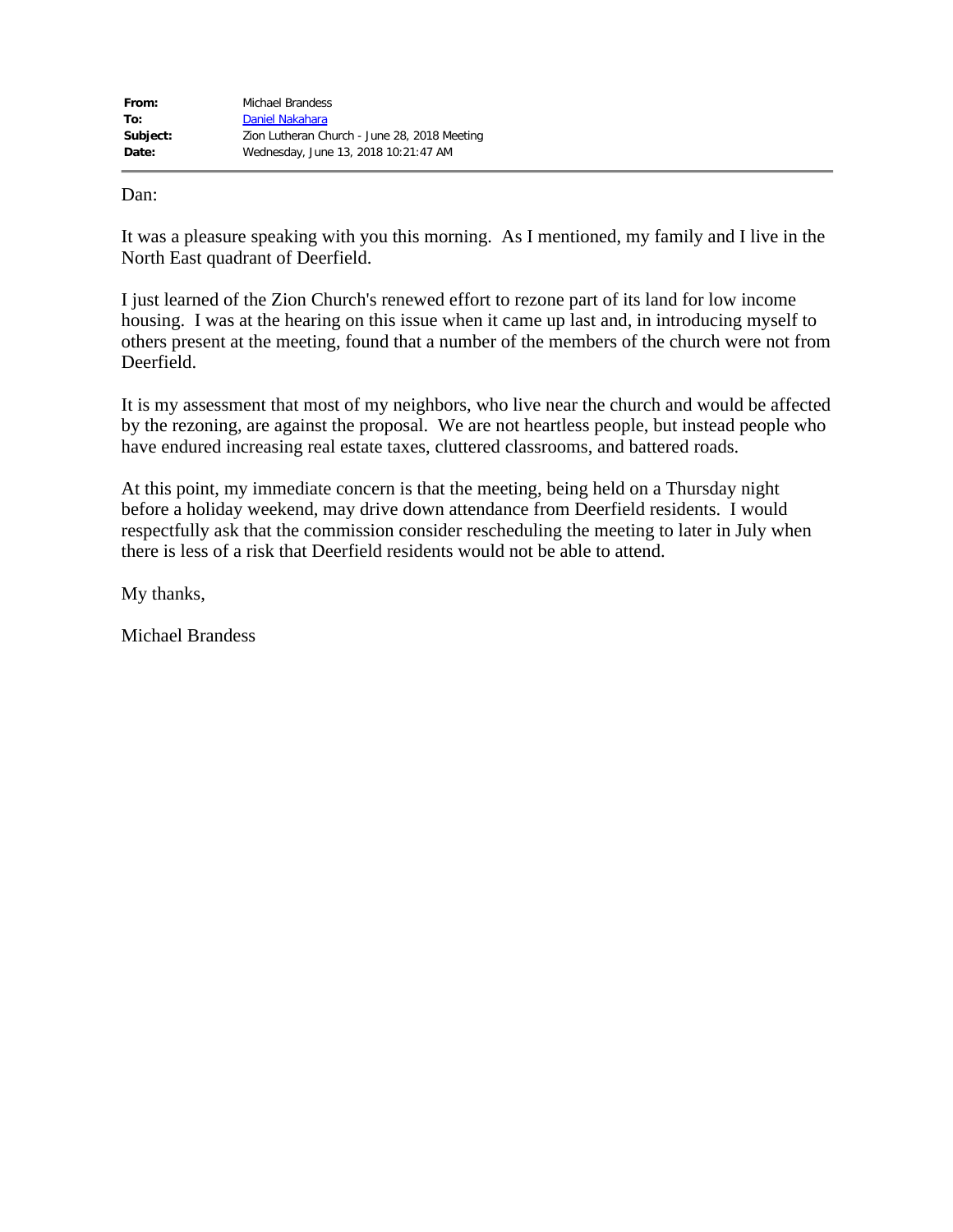|  |  |
| --- | --- |
| **From:** | Michael Brandess |
| **To:** | Daniel Nakahara |
| **Subject:** | Zion Lutheran Church - June 28, 2018 Meeting |
| **Date:** | Wednesday, June 13, 2018 10:21:47 AM |

Dan:

It was a pleasure speaking with you this morning. As I mentioned, my family and I live in the North East quadrant of Deerfield.

I just learned of the Zion Church's renewed effort to rezone part of its land for low income housing. I was at the hearing on this issue when it came up last and, in introducing myself to others present at the meeting, found that a number of the members of the church were not from Deerfield.

It is my assessment that most of my neighbors, who live near the church and would be affected by the rezoning, are against the proposal. We are not heartless people, but instead people who have endured increasing real estate taxes, cluttered classrooms, and battered roads.

At this point, my immediate concern is that the meeting, being held on a Thursday night before a holiday weekend, may drive down attendance from Deerfield residents. I would respectfully ask that the commission consider rescheduling the meeting to later in July when there is less of a risk that Deerfield residents would not be able to attend.

My thanks,

Michael Brandess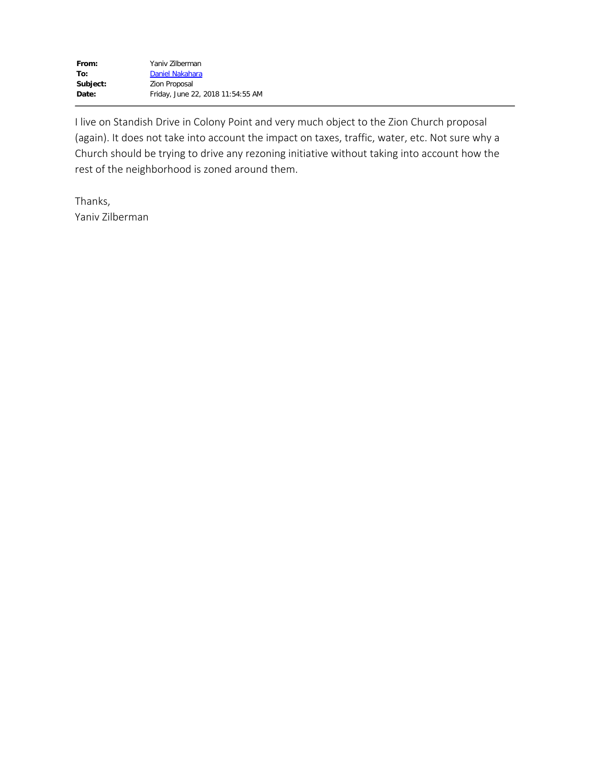| | |
|---|---|
| **From:** | Yaniv Zilberman |
| **To:** | Daniel Nakahara |
| **Subject:** | Zion Proposal |
| **Date:** | Friday, June 22, 2018 11:54:55 AM |

I live on Standish Drive in Colony Point and very much object to the Zion Church proposal (again). It does not take into account the impact on taxes, traffic, water, etc. Not sure why a Church should be trying to drive any rezoning initiative without taking into account how the rest of the neighborhood is zoned around them.

Thanks,
Yaniv Zilberman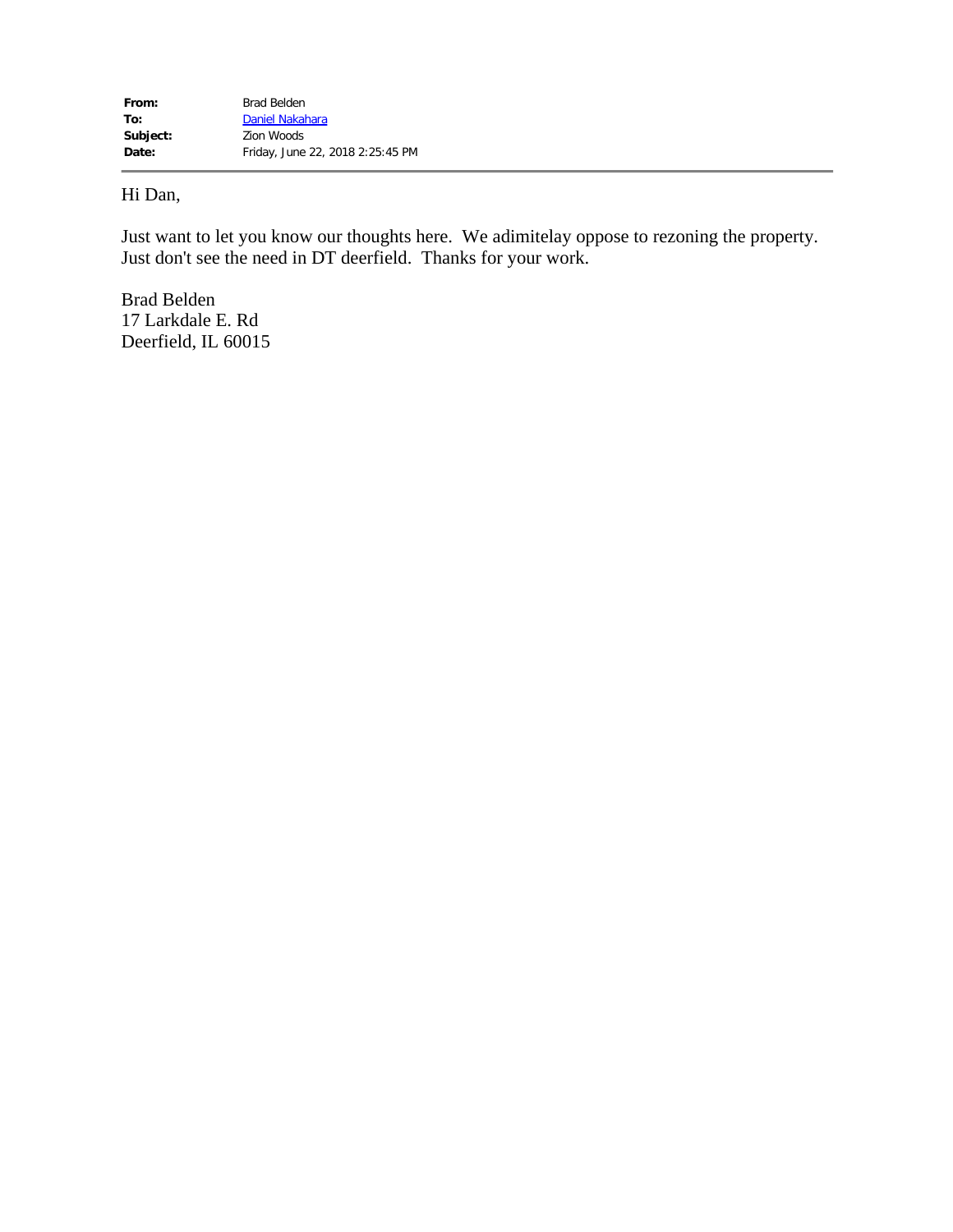**From:** Brad Belden
**To:** Daniel Nakahara
**Subject:** Zion Woods
**Date:** Friday, June 22, 2018 2:25:45 PM

---

Hi Dan,

Just want to let you know our thoughts here. We adimitelay oppose to rezoning the property. Just don't see the need in DT deerfield. Thanks for your work.

Brad Belden
17 Larkdale E. Rd
Deerfield, IL 60015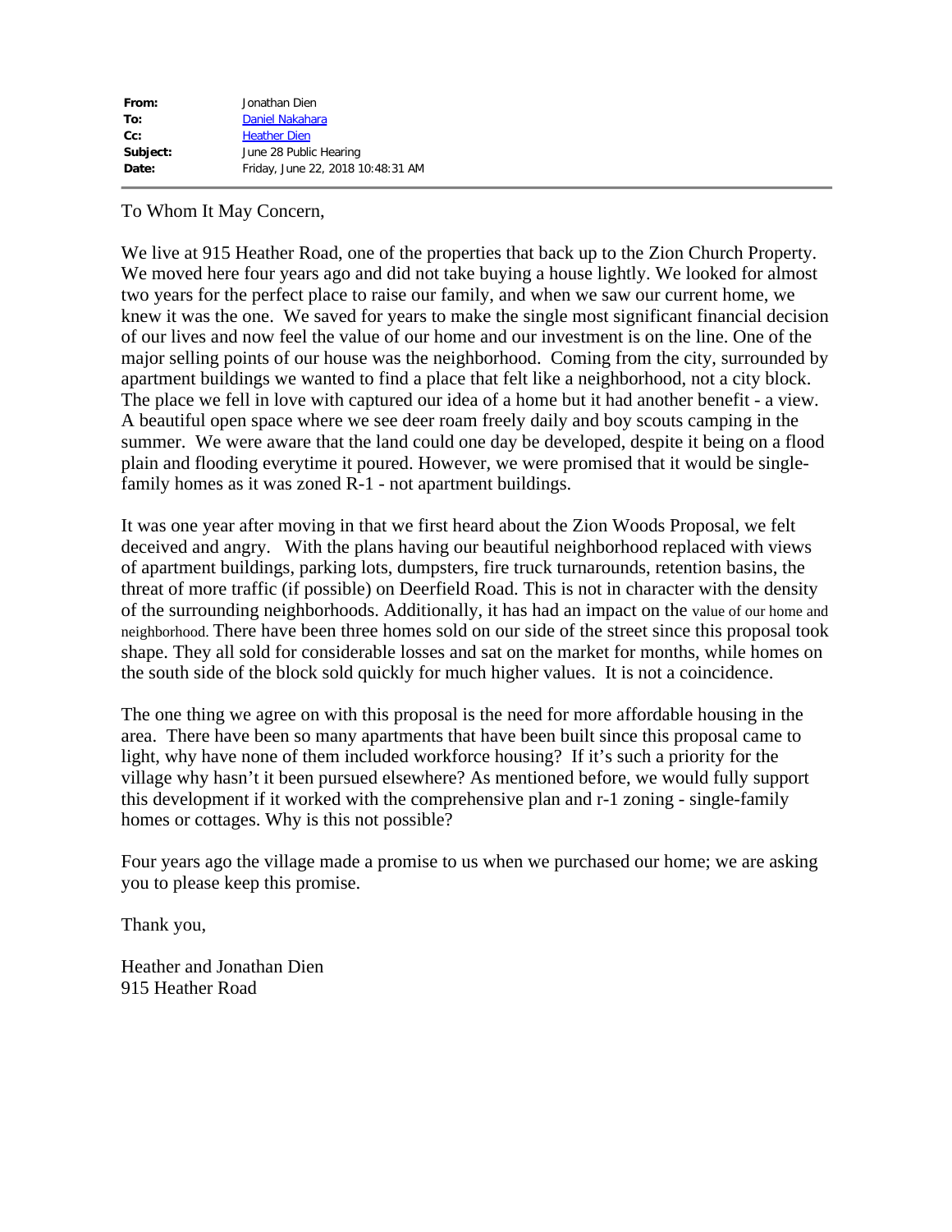| | |
|---|---|
| **From:** | Jonathan Dien |
| **To:** | Daniel Nakahara |
| **Cc:** | Heather Dien |
| **Subject:** | June 28 Public Hearing |
| **Date:** | Friday, June 22, 2018 10:48:31 AM |

---

To Whom It May Concern,

We live at 915 Heather Road, one of the properties that back up to the Zion Church Property. We moved here four years ago and did not take buying a house lightly. We looked for almost two years for the perfect place to raise our family, and when we saw our current home, we knew it was the one. We saved for years to make the single most significant financial decision of our lives and now feel the value of our home and our investment is on the line. One of the major selling points of our house was the neighborhood. Coming from the city, surrounded by apartment buildings we wanted to find a place that felt like a neighborhood, not a city block. The place we fell in love with captured our idea of a home but it had another benefit - a view. A beautiful open space where we see deer roam freely daily and boy scouts camping in the summer. We were aware that the land could one day be developed, despite it being on a flood plain and flooding everytime it poured. However, we were promised that it would be single-family homes as it was zoned R-1 - not apartment buildings.

It was one year after moving in that we first heard about the Zion Woods Proposal, we felt deceived and angry. With the plans having our beautiful neighborhood replaced with views of apartment buildings, parking lots, dumpsters, fire truck turnarounds, retention basins, the threat of more traffic (if possible) on Deerfield Road. This is not in character with the density of the surrounding neighborhoods. Additionally, it has had an impact on the value of our home and neighborhood. There have been three homes sold on our side of the street since this proposal took shape. They all sold for considerable losses and sat on the market for months, while homes on the south side of the block sold quickly for much higher values. It is not a coincidence.

The one thing we agree on with this proposal is the need for more affordable housing in the area. There have been so many apartments that have been built since this proposal came to light, why have none of them included workforce housing? If it's such a priority for the village why hasn't it been pursued elsewhere? As mentioned before, we would fully support this development if it worked with the comprehensive plan and r-1 zoning - single-family homes or cottages. Why is this not possible?

Four years ago the village made a promise to us when we purchased our home; we are asking you to please keep this promise.

Thank you,

Heather and Jonathan Dien
915 Heather Road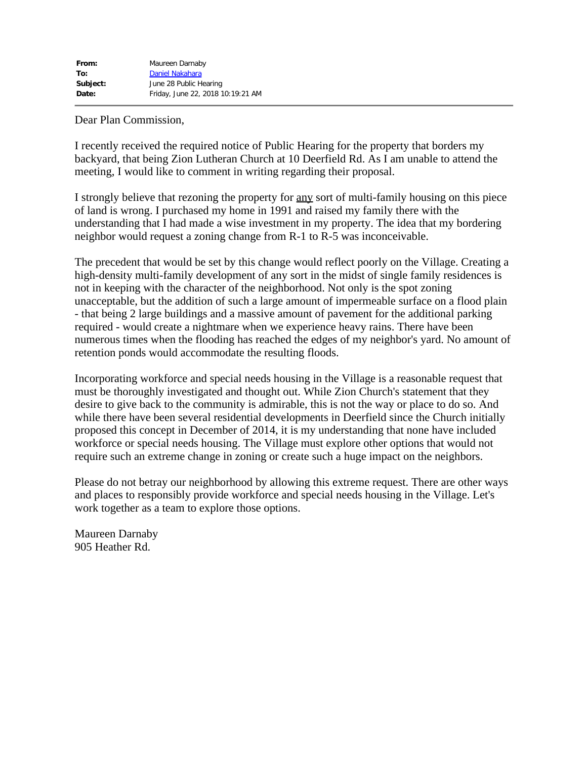| | |
|---|---|
| **From:** | Maureen Darnaby |
| **To:** | Daniel Nakahara |
| **Subject:** | June 28 Public Hearing |
| **Date:** | Friday, June 22, 2018 10:19:21 AM |

Dear Plan Commission,

I recently received the required notice of Public Hearing for the property that borders my backyard, that being Zion Lutheran Church at 10 Deerfield Rd. As I am unable to attend the meeting, I would like to comment in writing regarding their proposal.

I strongly believe that rezoning the property for <u>any</u> sort of multi-family housing on this piece of land is wrong. I purchased my home in 1991 and raised my family there with the understanding that I had made a wise investment in my property. The idea that my bordering neighbor would request a zoning change from R-1 to R-5 was inconceivable.

The precedent that would be set by this change would reflect poorly on the Village. Creating a high-density multi-family development of any sort in the midst of single family residences is not in keeping with the character of the neighborhood. Not only is the spot zoning unacceptable, but the addition of such a large amount of impermeable surface on a flood plain - that being 2 large buildings and a massive amount of pavement for the additional parking required - would create a nightmare when we experience heavy rains. There have been numerous times when the flooding has reached the edges of my neighbor's yard. No amount of retention ponds would accommodate the resulting floods.

Incorporating workforce and special needs housing in the Village is a reasonable request that must be thoroughly investigated and thought out. While Zion Church's statement that they desire to give back to the community is admirable, this is not the way or place to do so. And while there have been several residential developments in Deerfield since the Church initially proposed this concept in December of 2014, it is my understanding that none have included workforce or special needs housing. The Village must explore other options that would not require such an extreme change in zoning or create such a huge impact on the neighbors.

Please do not betray our neighborhood by allowing this extreme request. There are other ways and places to responsibly provide workforce and special needs housing in the Village. Let's work together as a team to explore those options.

Maureen Darnaby
905 Heather Rd.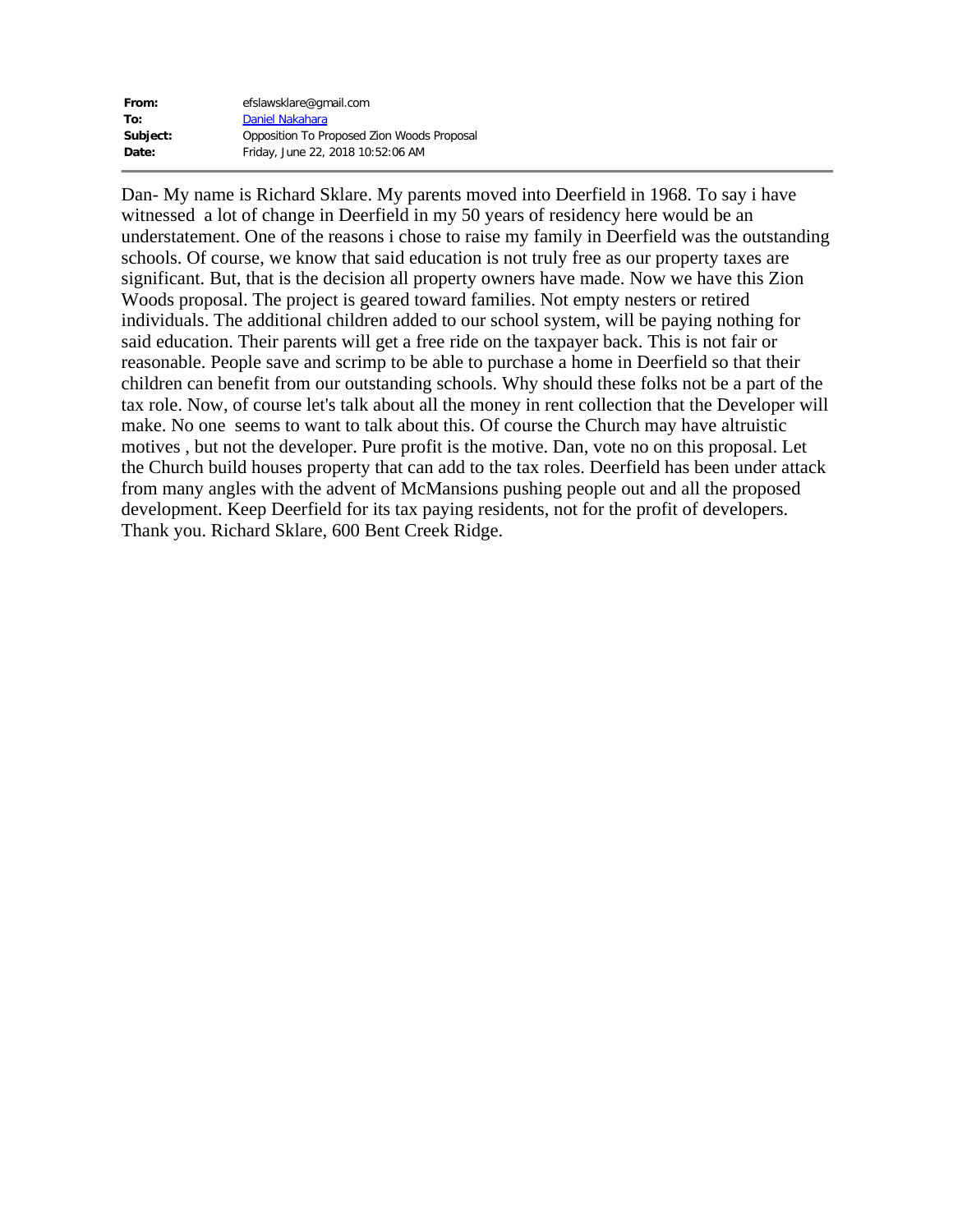**From:** efslawsklare@gmail.com
**To:** Daniel Nakahara
**Subject:** Opposition To Proposed Zion Woods Proposal
**Date:** Friday, June 22, 2018 10:52:06 AM

---

Dan- My name is Richard Sklare. My parents moved into Deerfield in 1968. To say i have witnessed a lot of change in Deerfield in my 50 years of residency here would be an understatement. One of the reasons i chose to raise my family in Deerfield was the outstanding schools. Of course, we know that said education is not truly free as our property taxes are significant. But, that is the decision all property owners have made. Now we have this Zion Woods proposal. The project is geared toward families. Not empty nesters or retired individuals. The additional children added to our school system, will be paying nothing for said education. Their parents will get a free ride on the taxpayer back. This is not fair or reasonable. People save and scrimp to be able to purchase a home in Deerfield so that their children can benefit from our outstanding schools. Why should these folks not be a part of the tax role. Now, of course let's talk about all the money in rent collection that the Developer will make. No one seems to want to talk about this. Of course the Church may have altruistic motives , but not the developer. Pure profit is the motive. Dan, vote no on this proposal. Let the Church build houses property that can add to the tax roles. Deerfield has been under attack from many angles with the advent of McMansions pushing people out and all the proposed development. Keep Deerfield for its tax paying residents, not for the profit of developers. Thank you. Richard Sklare, 600 Bent Creek Ridge.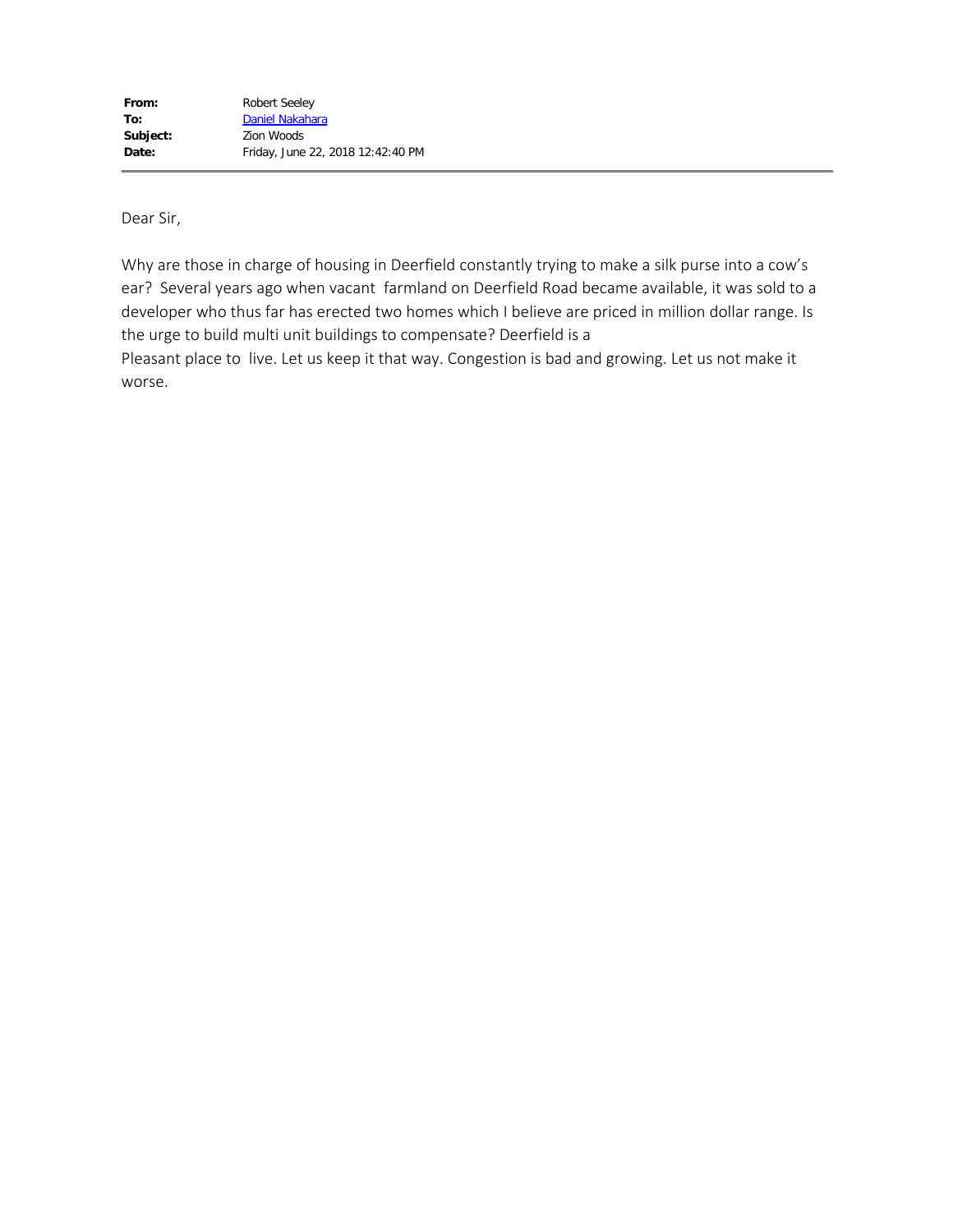| | |
|---|---|
| **From:** | Robert Seeley |
| **To:** | Daniel Nakahara |
| **Subject:** | Zion Woods |
| **Date:** | Friday, June 22, 2018 12:42:40 PM |

---

Dear Sir,

Why are those in charge of housing in Deerfield constantly trying to make a silk purse into a cow's ear? Several years ago when vacant farmland on Deerfield Road became available, it was sold to a developer who thus far has erected two homes which I believe are priced in million dollar range. Is the urge to build multi unit buildings to compensate? Deerfield is a
Pleasant place to live. Let us keep it that way. Congestion is bad and growing. Let us not make it worse.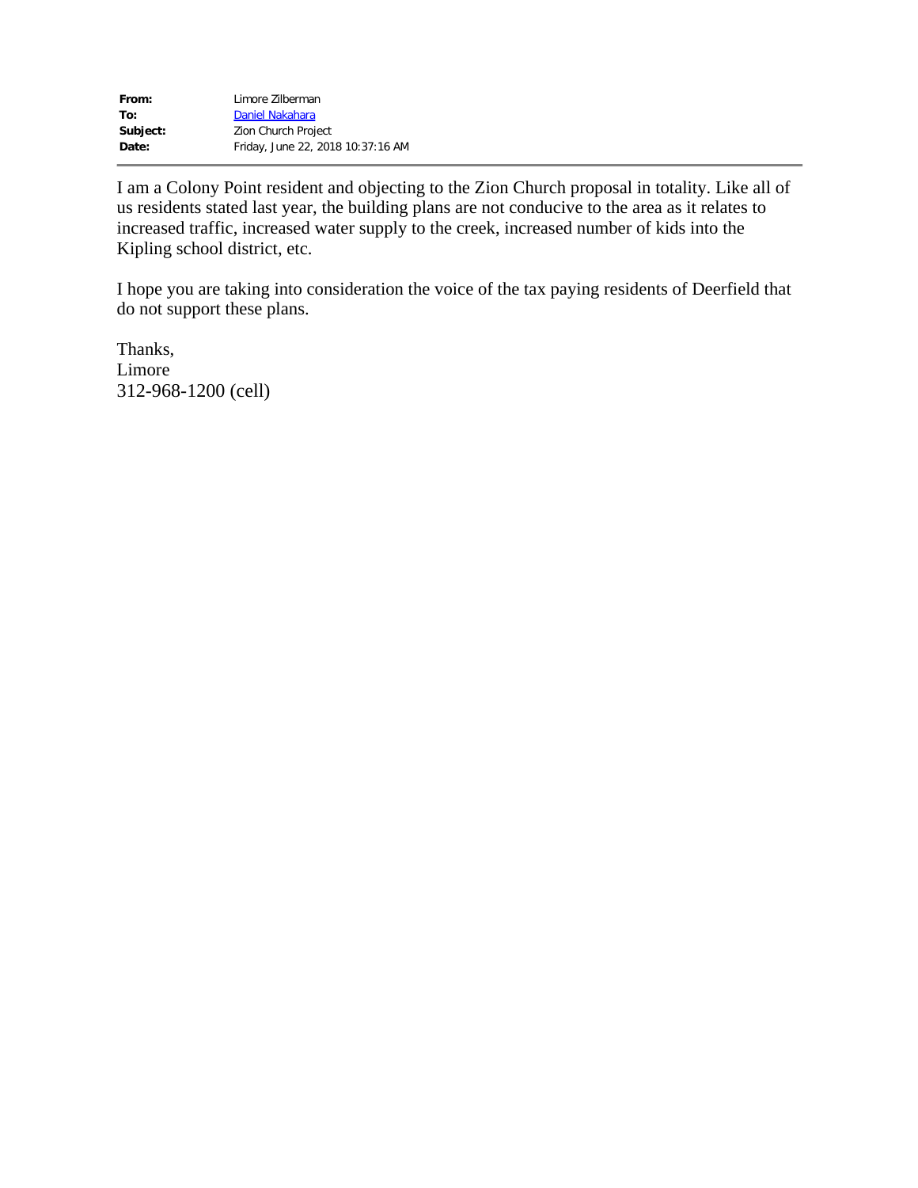| | |
|---|---|
| **From:** | Limore Zilberman |
| **To:** | Daniel Nakahara |
| **Subject:** | Zion Church Project |
| **Date:** | Friday, June 22, 2018 10:37:16 AM |

I am a Colony Point resident and objecting to the Zion Church proposal in totality. Like all of us residents stated last year, the building plans are not conducive to the area as it relates to increased traffic, increased water supply to the creek, increased number of kids into the Kipling school district, etc.

I hope you are taking into consideration the voice of the tax paying residents of Deerfield that do not support these plans.

Thanks,
Limore
312-968-1200 (cell)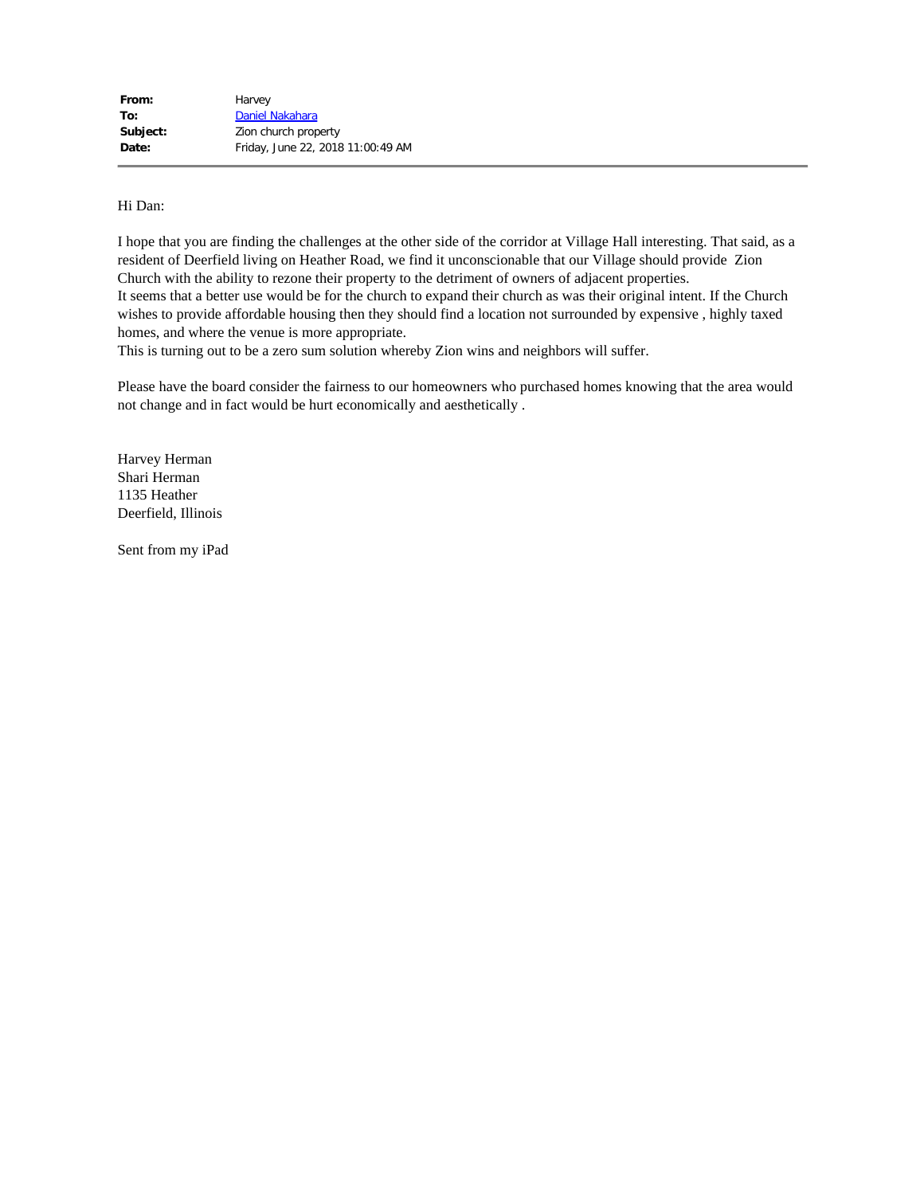**From:** Harvey
**To:** Daniel Nakahara
**Subject:** Zion church property
**Date:** Friday, June 22, 2018 11:00:49 AM

---

Hi Dan:

I hope that you are finding the challenges at the other side of the corridor at Village Hall interesting. That said, as a resident of Deerfield living on Heather Road, we find it unconscionable that our Village should provide Zion Church with the ability to rezone their property to the detriment of owners of adjacent properties.
It seems that a better use would be for the church to expand their church as was their original intent. If the Church wishes to provide affordable housing then they should find a location not surrounded by expensive , highly taxed homes, and where the venue is more appropriate.
This is turning out to be a zero sum solution whereby Zion wins and neighbors will suffer.

Please have the board consider the fairness to our homeowners who purchased homes knowing that the area would not change and in fact would be hurt economically and aesthetically .

Harvey Herman
Shari Herman
1135 Heather
Deerfield, Illinois

Sent from my iPad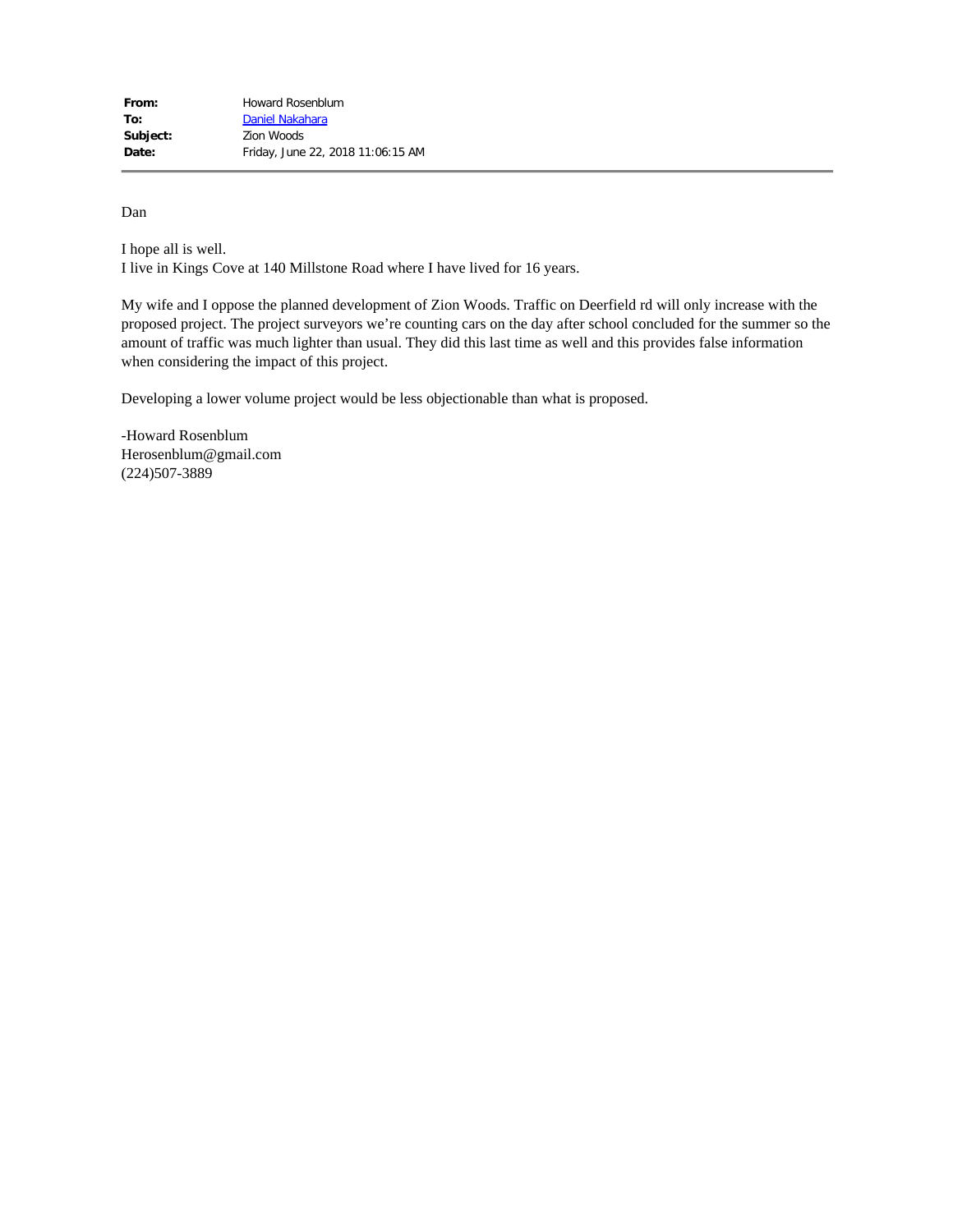| | |
|---|---|
| **From:** | Howard Rosenblum |
| **To:** | Daniel Nakahara |
| **Subject:** | Zion Woods |
| **Date:** | Friday, June 22, 2018 11:06:15 AM |

---

Dan

I hope all is well.
I live in Kings Cove at 140 Millstone Road where I have lived for 16 years.

My wife and I oppose the planned development of Zion Woods. Traffic on Deerfield rd will only increase with the proposed project. The project surveyors we're counting cars on the day after school concluded for the summer so the amount of traffic was much lighter than usual. They did this last time as well and this provides false information when considering the impact of this project.

Developing a lower volume project would be less objectionable than what is proposed.

-Howard Rosenblum
Herosenblum@gmail.com
(224)507-3889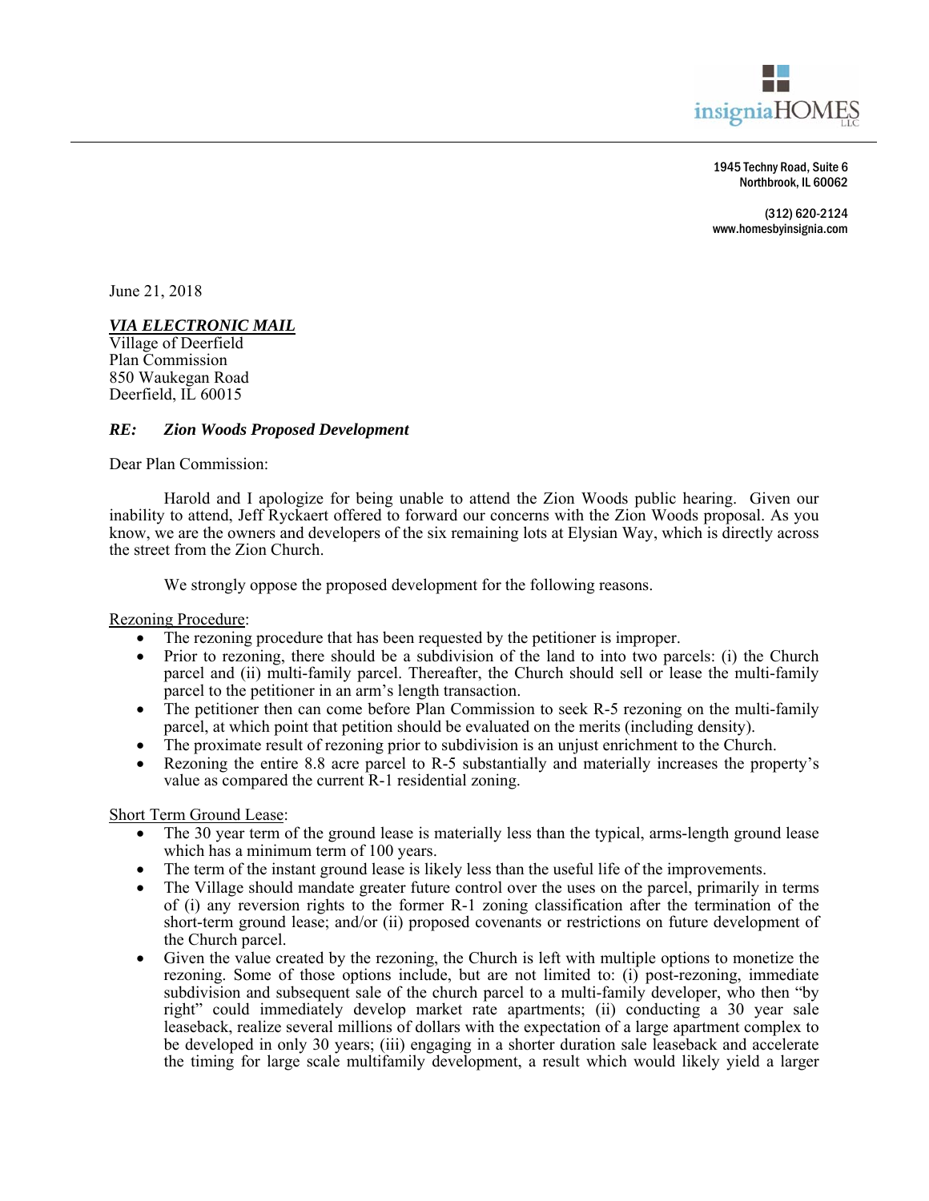insigniaHOMES LLC

1945 Techny Road, Suite 6
Northbrook, IL 60062

(312) 620-2124
www.homesbyinsignia.com

June 21, 2018

***VIA ELECTRONIC MAIL***
Village of Deerfield
Plan Commission
850 Waukegan Road
Deerfield, IL 60015

***RE: Zion Woods Proposed Development***

Dear Plan Commission:

Harold and I apologize for being unable to attend the Zion Woods public hearing. Given our inability to attend, Jeff Ryckaert offered to forward our concerns with the Zion Woods proposal. As you know, we are the owners and developers of the six remaining lots at Elysian Way, which is directly across the street from the Zion Church.

We strongly oppose the proposed development for the following reasons.

Rezoning Procedure:

- The rezoning procedure that has been requested by the petitioner is improper.
- Prior to rezoning, there should be a subdivision of the land to into two parcels: (i) the Church parcel and (ii) multi-family parcel. Thereafter, the Church should sell or lease the multi-family parcel to the petitioner in an arm's length transaction.
- The petitioner then can come before Plan Commission to seek R-5 rezoning on the multi-family parcel, at which point that petition should be evaluated on the merits (including density).
- The proximate result of rezoning prior to subdivision is an unjust enrichment to the Church.
- Rezoning the entire 8.8 acre parcel to R-5 substantially and materially increases the property's value as compared the current R-1 residential zoning.

Short Term Ground Lease:

- The 30 year term of the ground lease is materially less than the typical, arms-length ground lease which has a minimum term of 100 years.
- The term of the instant ground lease is likely less than the useful life of the improvements.
- The Village should mandate greater future control over the uses on the parcel, primarily in terms of (i) any reversion rights to the former R-1 zoning classification after the termination of the short-term ground lease; and/or (ii) proposed covenants or restrictions on future development of the Church parcel.
- Given the value created by the rezoning, the Church is left with multiple options to monetize the rezoning. Some of those options include, but are not limited to: (i) post-rezoning, immediate subdivision and subsequent sale of the church parcel to a multi-family developer, who then "by right" could immediately develop market rate apartments; (ii) conducting a 30 year sale leaseback, realize several millions of dollars with the expectation of a large apartment complex to be developed in only 30 years; (iii) engaging in a shorter duration sale leaseback and accelerate the timing for large scale multifamily development, a result which would likely yield a larger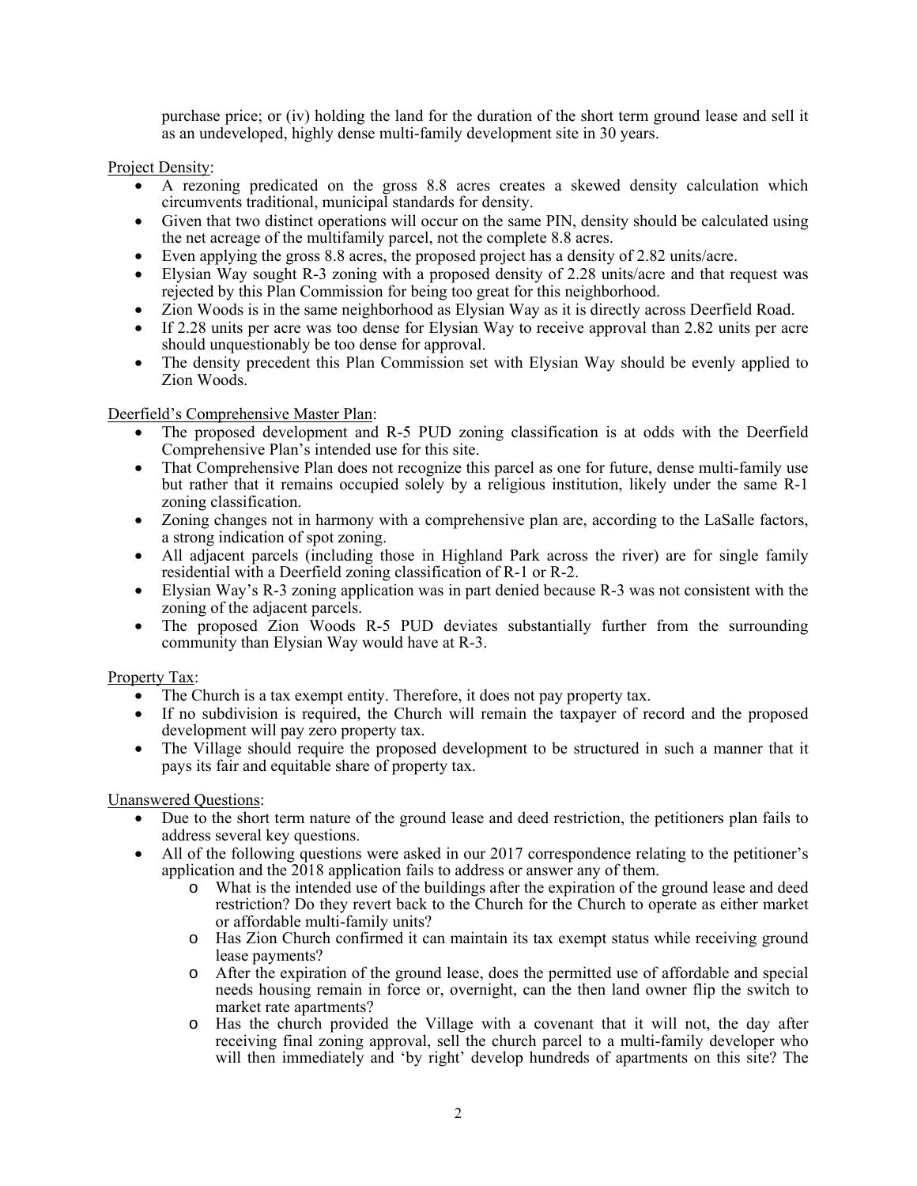purchase price; or (iv) holding the land for the duration of the short term ground lease and sell it as an undeveloped, highly dense multi-family development site in 30 years.

Project Density:

- A rezoning predicated on the gross 8.8 acres creates a skewed density calculation which circumvents traditional, municipal standards for density.
- Given that two distinct operations will occur on the same PIN, density should be calculated using the net acreage of the multifamily parcel, not the complete 8.8 acres.
- Even applying the gross 8.8 acres, the proposed project has a density of 2.82 units/acre.
- Elysian Way sought R-3 zoning with a proposed density of 2.28 units/acre and that request was rejected by this Plan Commission for being too great for this neighborhood.
- Zion Woods is in the same neighborhood as Elysian Way as it is directly across Deerfield Road.
- If 2.28 units per acre was too dense for Elysian Way to receive approval than 2.82 units per acre should unquestionably be too dense for approval.
- The density precedent this Plan Commission set with Elysian Way should be evenly applied to Zion Woods.

Deerfield's Comprehensive Master Plan:

- The proposed development and R-5 PUD zoning classification is at odds with the Deerfield Comprehensive Plan's intended use for this site.
- That Comprehensive Plan does not recognize this parcel as one for future, dense multi-family use but rather that it remains occupied solely by a religious institution, likely under the same R-1 zoning classification.
- Zoning changes not in harmony with a comprehensive plan are, according to the LaSalle factors, a strong indication of spot zoning.
- All adjacent parcels (including those in Highland Park across the river) are for single family residential with a Deerfield zoning classification of R-1 or R-2.
- Elysian Way's R-3 zoning application was in part denied because R-3 was not consistent with the zoning of the adjacent parcels.
- The proposed Zion Woods R-5 PUD deviates substantially further from the surrounding community than Elysian Way would have at R-3.

Property Tax:

- The Church is a tax exempt entity. Therefore, it does not pay property tax.
- If no subdivision is required, the Church will remain the taxpayer of record and the proposed development will pay zero property tax.
- The Village should require the proposed development to be structured in such a manner that it pays its fair and equitable share of property tax.

Unanswered Questions:

- Due to the short term nature of the ground lease and deed restriction, the petitioners plan fails to address several key questions.
- All of the following questions were asked in our 2017 correspondence relating to the petitioner's application and the 2018 application fails to address or answer any of them.
  - What is the intended use of the buildings after the expiration of the ground lease and deed restriction? Do they revert back to the Church for the Church to operate as either market or affordable multi-family units?
  - Has Zion Church confirmed it can maintain its tax exempt status while receiving ground lease payments?
  - After the expiration of the ground lease, does the permitted use of affordable and special needs housing remain in force or, overnight, can the then land owner flip the switch to market rate apartments?
  - Has the church provided the Village with a covenant that it will not, the day after receiving final zoning approval, sell the church parcel to a multi-family developer who will then immediately and 'by right' develop hundreds of apartments on this site? The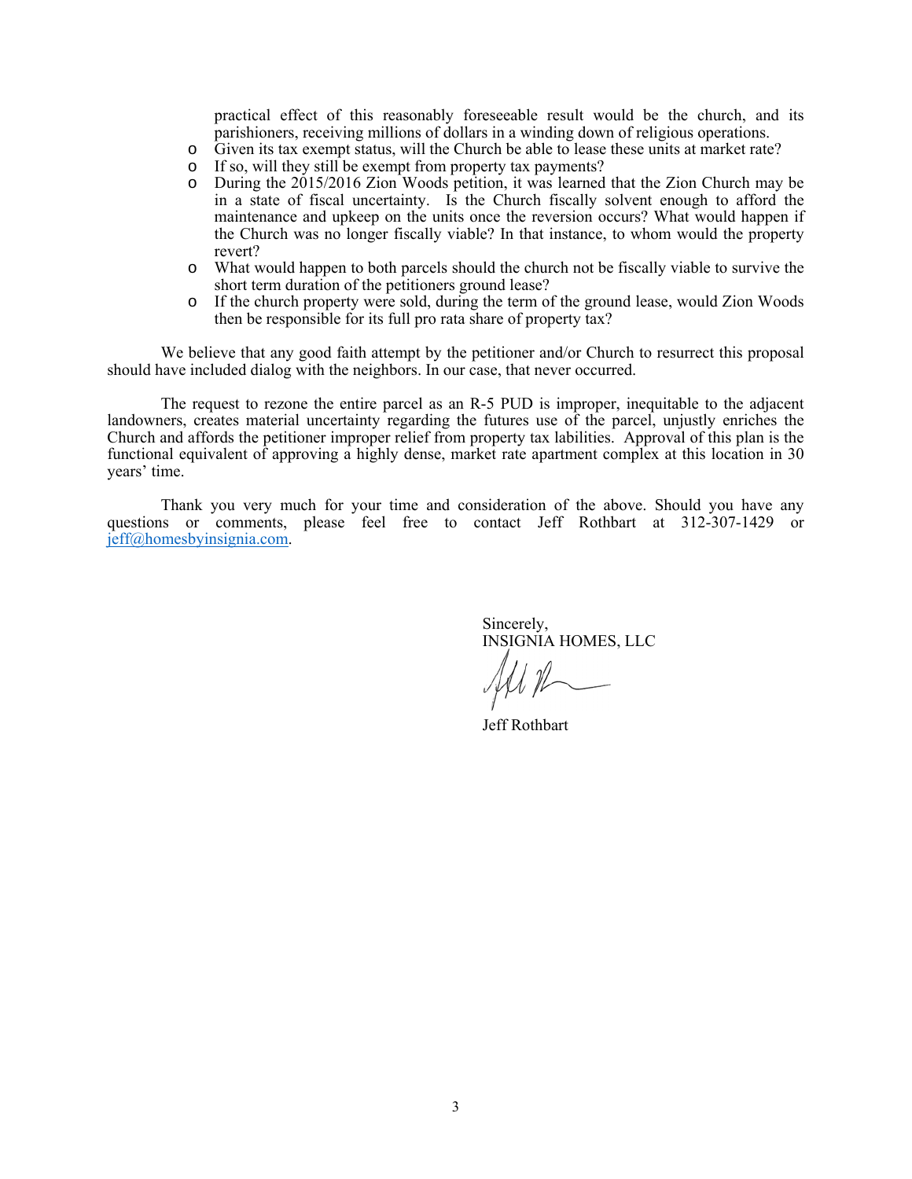practical effect of this reasonably foreseeable result would be the church, and its parishioners, receiving millions of dollars in a winding down of religious operations.

- Given its tax exempt status, will the Church be able to lease these units at market rate?
- If so, will they still be exempt from property tax payments?
- During the 2015/2016 Zion Woods petition, it was learned that the Zion Church may be in a state of fiscal uncertainty. Is the Church fiscally solvent enough to afford the maintenance and upkeep on the units once the reversion occurs? What would happen if the Church was no longer fiscally viable? In that instance, to whom would the property revert?
- What would happen to both parcels should the church not be fiscally viable to survive the short term duration of the petitioners ground lease?
- If the church property were sold, during the term of the ground lease, would Zion Woods then be responsible for its full pro rata share of property tax?

We believe that any good faith attempt by the petitioner and/or Church to resurrect this proposal should have included dialog with the neighbors. In our case, that never occurred.

The request to rezone the entire parcel as an R-5 PUD is improper, inequitable to the adjacent landowners, creates material uncertainty regarding the futures use of the parcel, unjustly enriches the Church and affords the petitioner improper relief from property tax labilities. Approval of this plan is the functional equivalent of approving a highly dense, market rate apartment complex at this location in 30 years' time.

Thank you very much for your time and consideration of the above. Should you have any questions or comments, please feel free to contact Jeff Rothbart at 312-307-1429 or jeff@homesbyinsignia.com.

Sincerely,
INSIGNIA HOMES, LLC

Jeff Rothbart